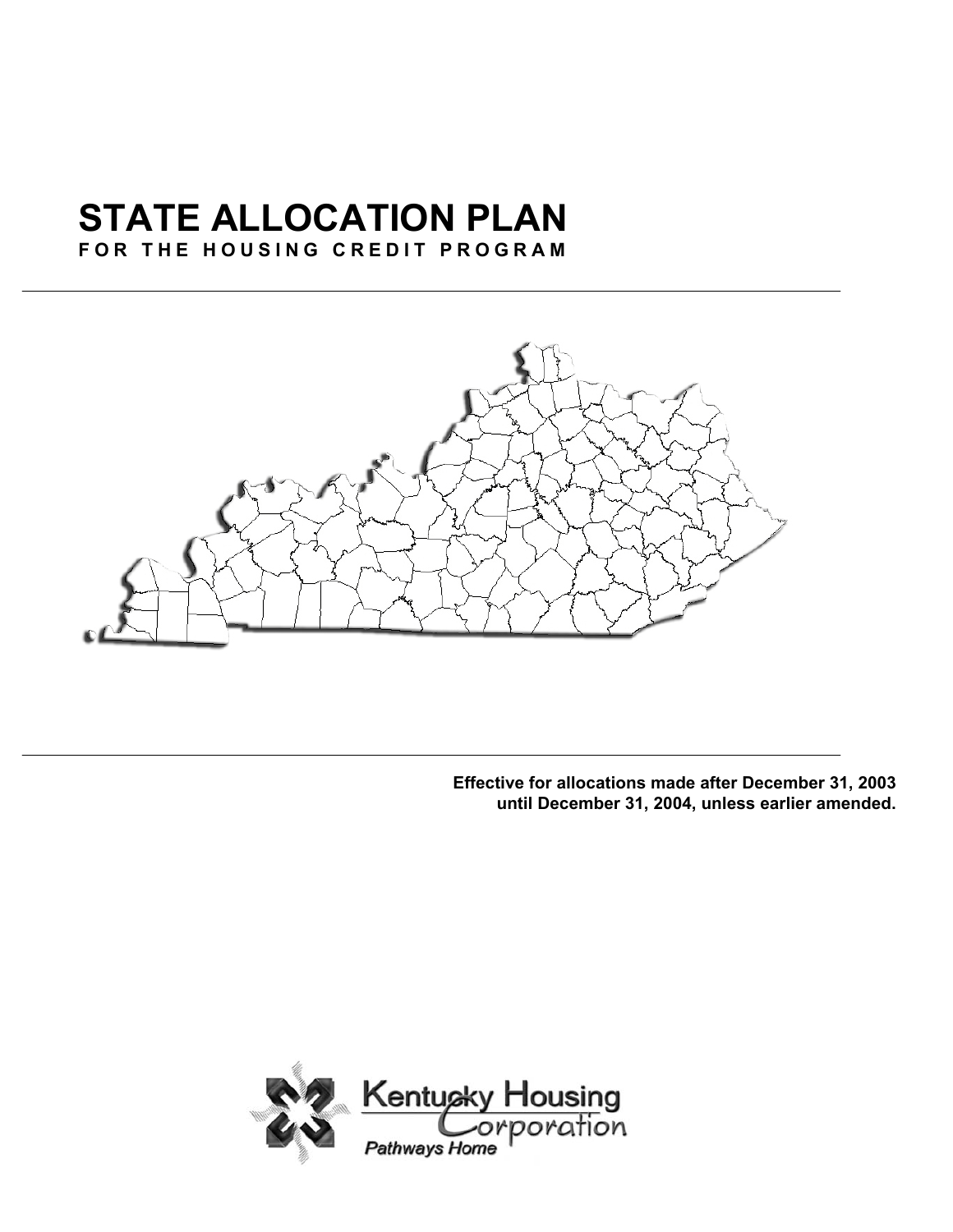# STATE ALLOCATION PLAN

**FOR THE HOUSING CREDIT PROGRAM**

---

---

**Effective for allocations made after December 31, 2003 until December 31, 2004, unless earlier amended.**

Kentucky Housing Corporation

*Pathways Home*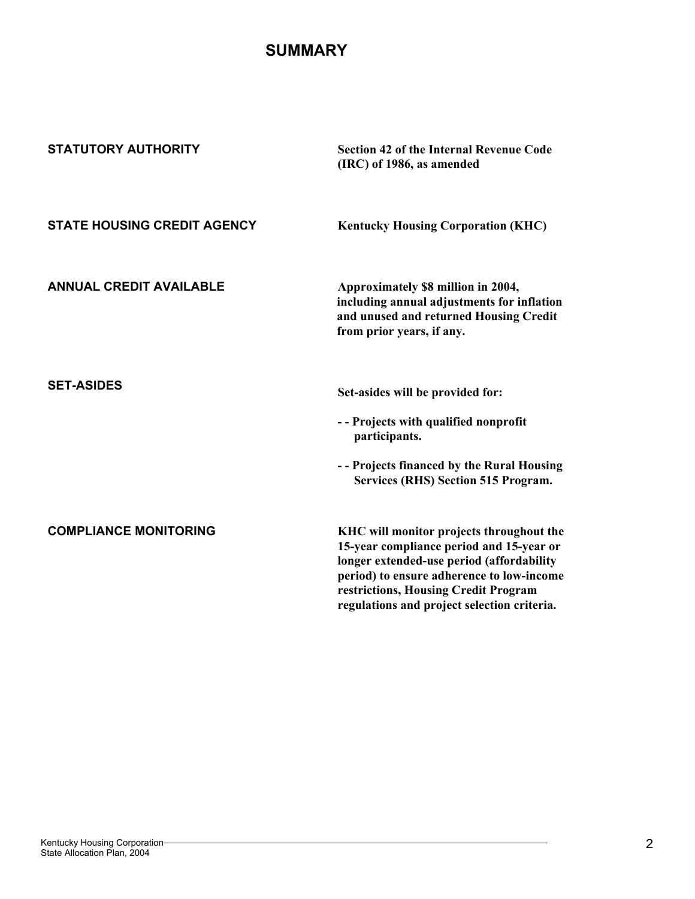# SUMMARY

| | |
|---|---|
| **STATUTORY AUTHORITY** | **Section 42 of the Internal Revenue Code (IRC) of 1986, as amended** |
| **STATE HOUSING CREDIT AGENCY** | **Kentucky Housing Corporation (KHC)** |
| **ANNUAL CREDIT AVAILABLE** | **Approximately $8 million in 2004, including annual adjustments for inflation and unused and returned Housing Credit from prior years, if any.** |
| **SET-ASIDES** | **Set-asides will be provided for:**<br><br>**- - Projects with qualified nonprofit participants.**<br><br>**- - Projects financed by the Rural Housing Services (RHS) Section 515 Program.** |
| **COMPLIANCE MONITORING** | **KHC will monitor projects throughout the 15-year compliance period and 15-year or longer extended-use period (affordability period) to ensure adherence to low-income restrictions, Housing Credit Program regulations and project selection criteria.** |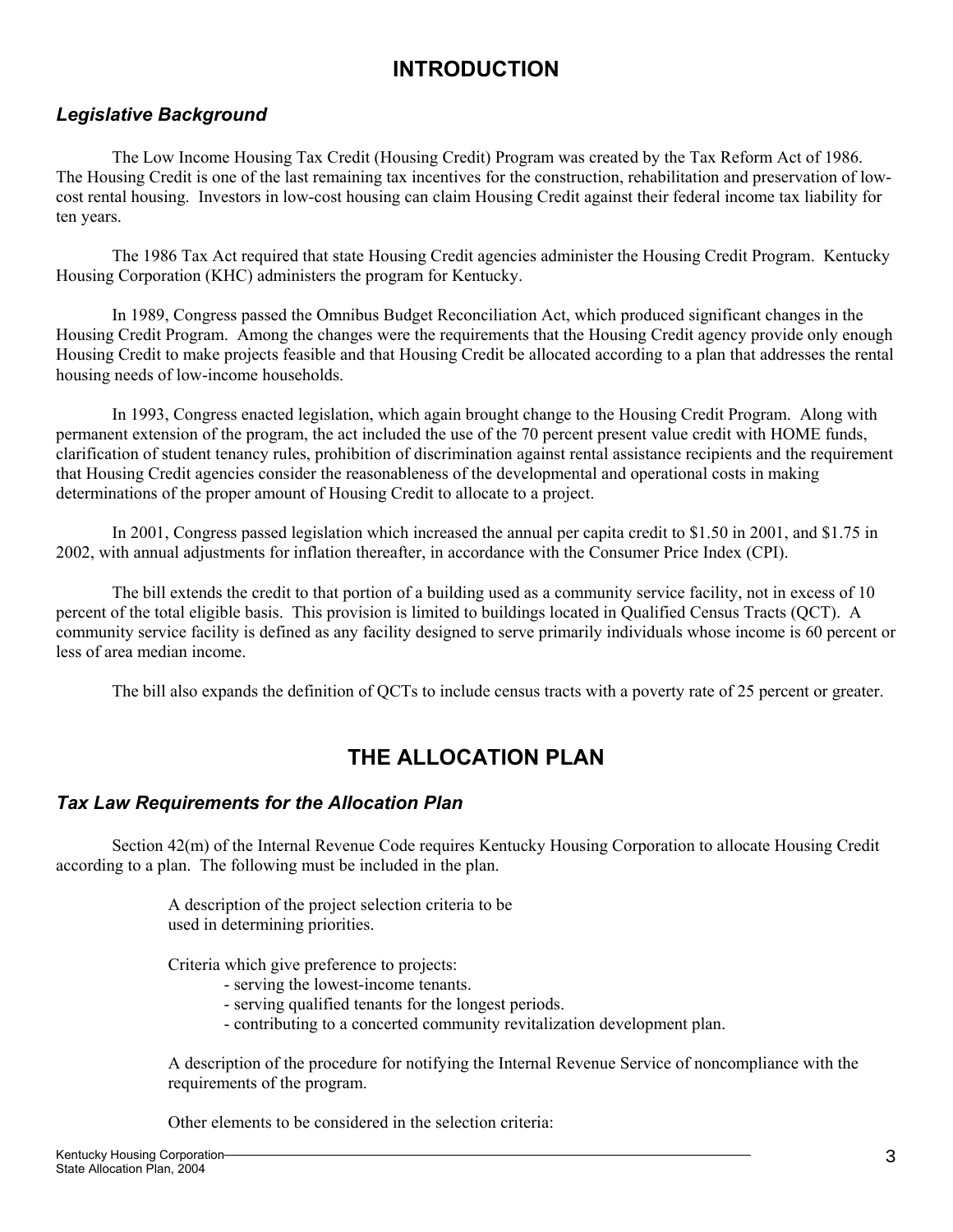# INTRODUCTION

### *Legislative Background*

The Low Income Housing Tax Credit (Housing Credit) Program was created by the Tax Reform Act of 1986. The Housing Credit is one of the last remaining tax incentives for the construction, rehabilitation and preservation of low-cost rental housing. Investors in low-cost housing can claim Housing Credit against their federal income tax liability for ten years.

The 1986 Tax Act required that state Housing Credit agencies administer the Housing Credit Program. Kentucky Housing Corporation (KHC) administers the program for Kentucky.

In 1989, Congress passed the Omnibus Budget Reconciliation Act, which produced significant changes in the Housing Credit Program. Among the changes were the requirements that the Housing Credit agency provide only enough Housing Credit to make projects feasible and that Housing Credit be allocated according to a plan that addresses the rental housing needs of low-income households.

In 1993, Congress enacted legislation, which again brought change to the Housing Credit Program. Along with permanent extension of the program, the act included the use of the 70 percent present value credit with HOME funds, clarification of student tenancy rules, prohibition of discrimination against rental assistance recipients and the requirement that Housing Credit agencies consider the reasonableness of the developmental and operational costs in making determinations of the proper amount of Housing Credit to allocate to a project.

In 2001, Congress passed legislation which increased the annual per capita credit to $1.50 in 2001, and $1.75 in 2002, with annual adjustments for inflation thereafter, in accordance with the Consumer Price Index (CPI).

The bill extends the credit to that portion of a building used as a community service facility, not in excess of 10 percent of the total eligible basis. This provision is limited to buildings located in Qualified Census Tracts (QCT). A community service facility is defined as any facility designed to serve primarily individuals whose income is 60 percent or less of area median income.

The bill also expands the definition of QCTs to include census tracts with a poverty rate of 25 percent or greater.

# THE ALLOCATION PLAN

### *Tax Law Requirements for the Allocation Plan*

Section 42(m) of the Internal Revenue Code requires Kentucky Housing Corporation to allocate Housing Credit according to a plan. The following must be included in the plan.

A description of the project selection criteria to be used in determining priorities.

Criteria which give preference to projects:
- serving the lowest-income tenants.
- serving qualified tenants for the longest periods.
- contributing to a concerted community revitalization development plan.

A description of the procedure for notifying the Internal Revenue Service of noncompliance with the requirements of the program.

Other elements to be considered in the selection criteria: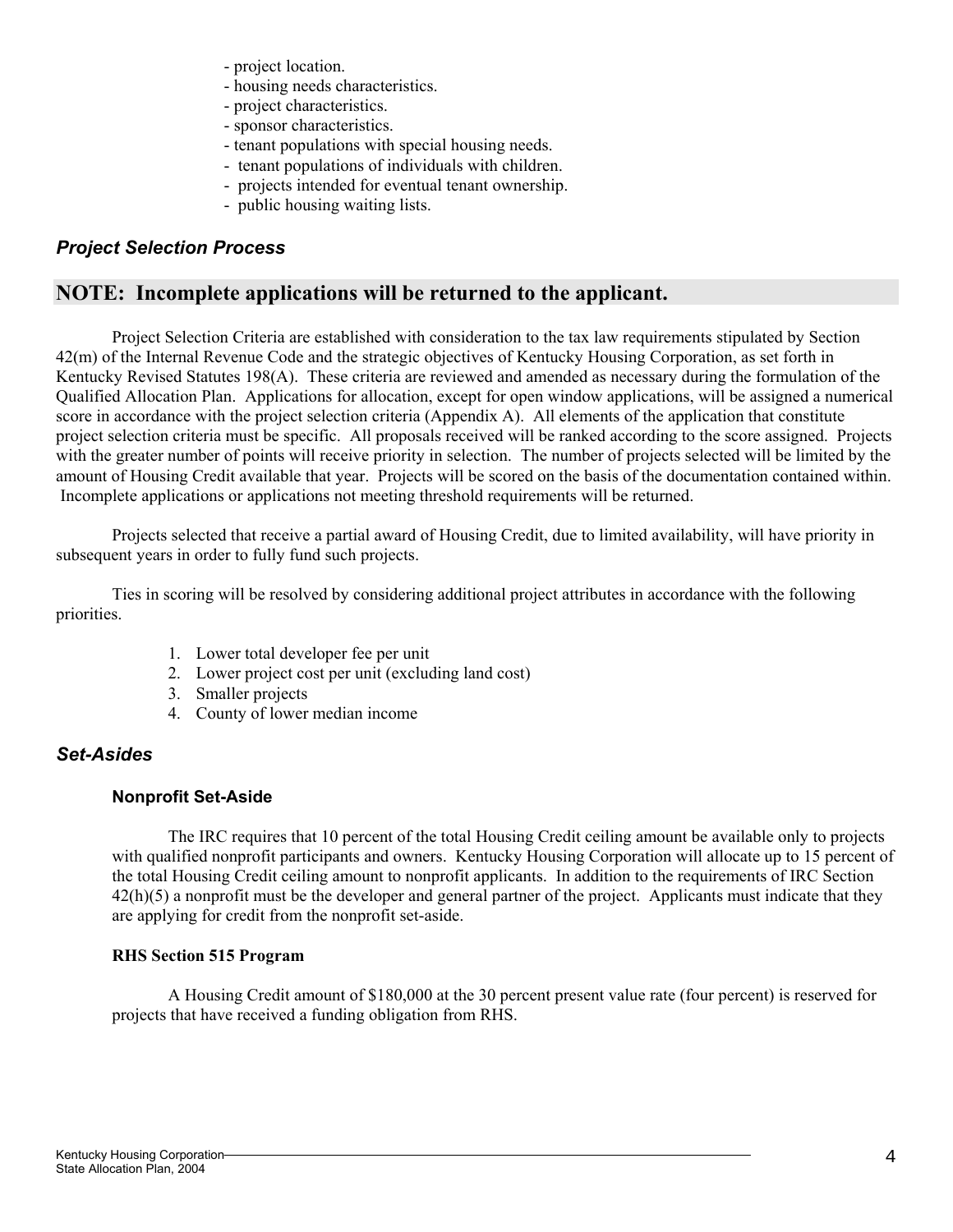- project location.
- housing needs characteristics.
- project characteristics.
- sponsor characteristics.
- tenant populations with special housing needs.
- tenant populations of individuals with children.
- projects intended for eventual tenant ownership.
- public housing waiting lists.

### *Project Selection Process*

## NOTE: Incomplete applications will be returned to the applicant.

Project Selection Criteria are established with consideration to the tax law requirements stipulated by Section 42(m) of the Internal Revenue Code and the strategic objectives of Kentucky Housing Corporation, as set forth in Kentucky Revised Statutes 198(A). These criteria are reviewed and amended as necessary during the formulation of the Qualified Allocation Plan. Applications for allocation, except for open window applications, will be assigned a numerical score in accordance with the project selection criteria (Appendix A). All elements of the application that constitute project selection criteria must be specific. All proposals received will be ranked according to the score assigned. Projects with the greater number of points will receive priority in selection. The number of projects selected will be limited by the amount of Housing Credit available that year. Projects will be scored on the basis of the documentation contained within. Incomplete applications or applications not meeting threshold requirements will be returned.

Projects selected that receive a partial award of Housing Credit, due to limited availability, will have priority in subsequent years in order to fully fund such projects.

Ties in scoring will be resolved by considering additional project attributes in accordance with the following priorities.

1. Lower total developer fee per unit
2. Lower project cost per unit (excluding land cost)
3. Smaller projects
4. County of lower median income

### *Set-Asides*

#### Nonprofit Set-Aside

The IRC requires that 10 percent of the total Housing Credit ceiling amount be available only to projects with qualified nonprofit participants and owners. Kentucky Housing Corporation will allocate up to 15 percent of the total Housing Credit ceiling amount to nonprofit applicants. In addition to the requirements of IRC Section 42(h)(5) a nonprofit must be the developer and general partner of the project. Applicants must indicate that they are applying for credit from the nonprofit set-aside.

#### RHS Section 515 Program

A Housing Credit amount of $180,000 at the 30 percent present value rate (four percent) is reserved for projects that have received a funding obligation from RHS.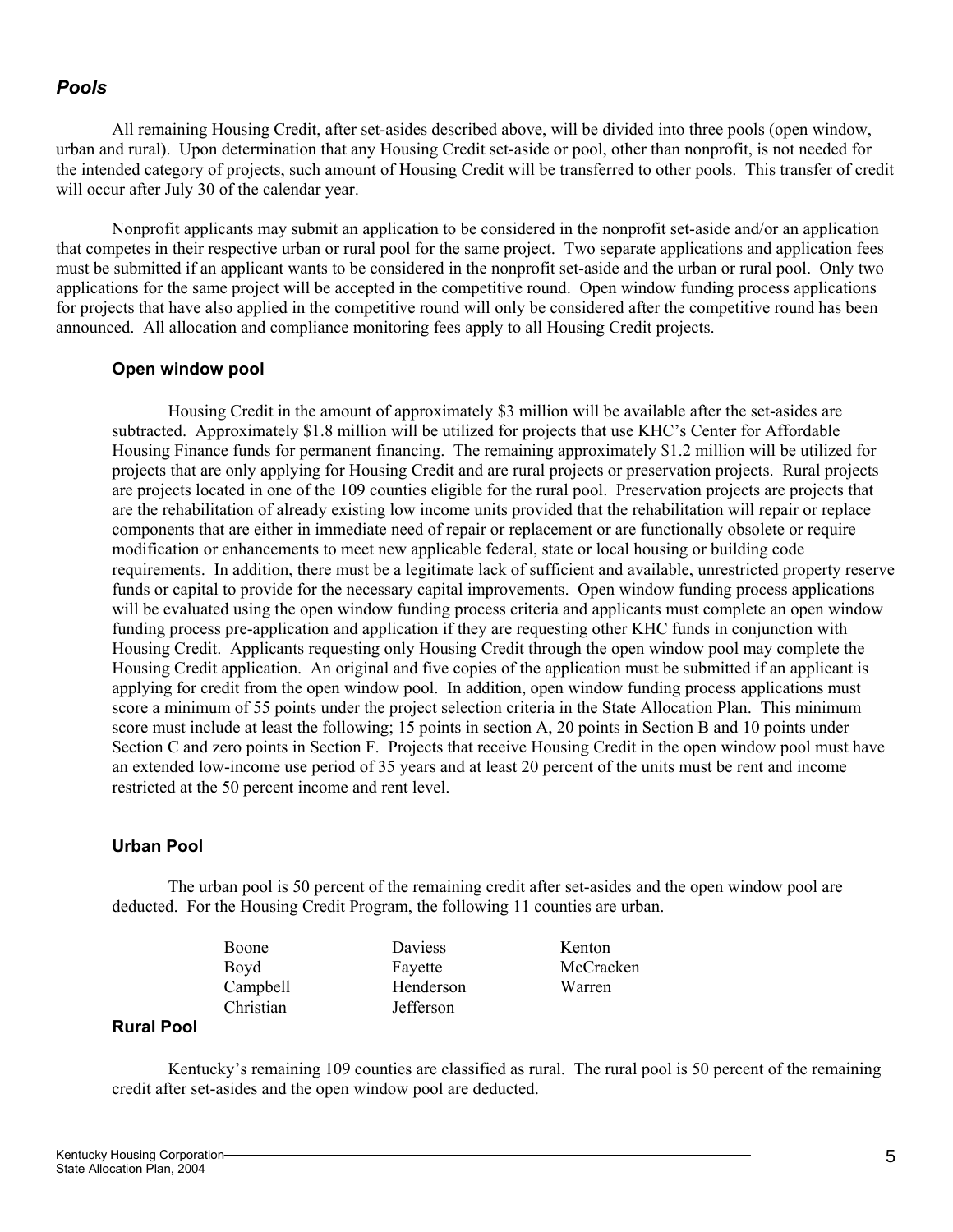## *Pools*

All remaining Housing Credit, after set-asides described above, will be divided into three pools (open window, urban and rural). Upon determination that any Housing Credit set-aside or pool, other than nonprofit, is not needed for the intended category of projects, such amount of Housing Credit will be transferred to other pools. This transfer of credit will occur after July 30 of the calendar year.

Nonprofit applicants may submit an application to be considered in the nonprofit set-aside and/or an application that competes in their respective urban or rural pool for the same project. Two separate applications and application fees must be submitted if an applicant wants to be considered in the nonprofit set-aside and the urban or rural pool. Only two applications for the same project will be accepted in the competitive round. Open window funding process applications for projects that have also applied in the competitive round will only be considered after the competitive round has been announced. All allocation and compliance monitoring fees apply to all Housing Credit projects.

### Open window pool

Housing Credit in the amount of approximately $3 million will be available after the set-asides are subtracted. Approximately $1.8 million will be utilized for projects that use KHC's Center for Affordable Housing Finance funds for permanent financing. The remaining approximately $1.2 million will be utilized for projects that are only applying for Housing Credit and are rural projects or preservation projects. Rural projects are projects located in one of the 109 counties eligible for the rural pool. Preservation projects are projects that are the rehabilitation of already existing low income units provided that the rehabilitation will repair or replace components that are either in immediate need of repair or replacement or are functionally obsolete or require modification or enhancements to meet new applicable federal, state or local housing or building code requirements. In addition, there must be a legitimate lack of sufficient and available, unrestricted property reserve funds or capital to provide for the necessary capital improvements. Open window funding process applications will be evaluated using the open window funding process criteria and applicants must complete an open window funding process pre-application and application if they are requesting other KHC funds in conjunction with Housing Credit. Applicants requesting only Housing Credit through the open window pool may complete the Housing Credit application. An original and five copies of the application must be submitted if an applicant is applying for credit from the open window pool. In addition, open window funding process applications must score a minimum of 55 points under the project selection criteria in the State Allocation Plan. This minimum score must include at least the following; 15 points in section A, 20 points in Section B and 10 points under Section C and zero points in Section F. Projects that receive Housing Credit in the open window pool must have an extended low-income use period of 35 years and at least 20 percent of the units must be rent and income restricted at the 50 percent income and rent level.

### Urban Pool

The urban pool is 50 percent of the remaining credit after set-asides and the open window pool are deducted. For the Housing Credit Program, the following 11 counties are urban.

| | | |
|---|---|---|
| Boone | Daviess | Kenton |
| Boyd | Fayette | McCracken |
| Campbell | Henderson | Warren |
| Christian | Jefferson | |

### Rural Pool

Kentucky's remaining 109 counties are classified as rural. The rural pool is 50 percent of the remaining credit after set-asides and the open window pool are deducted.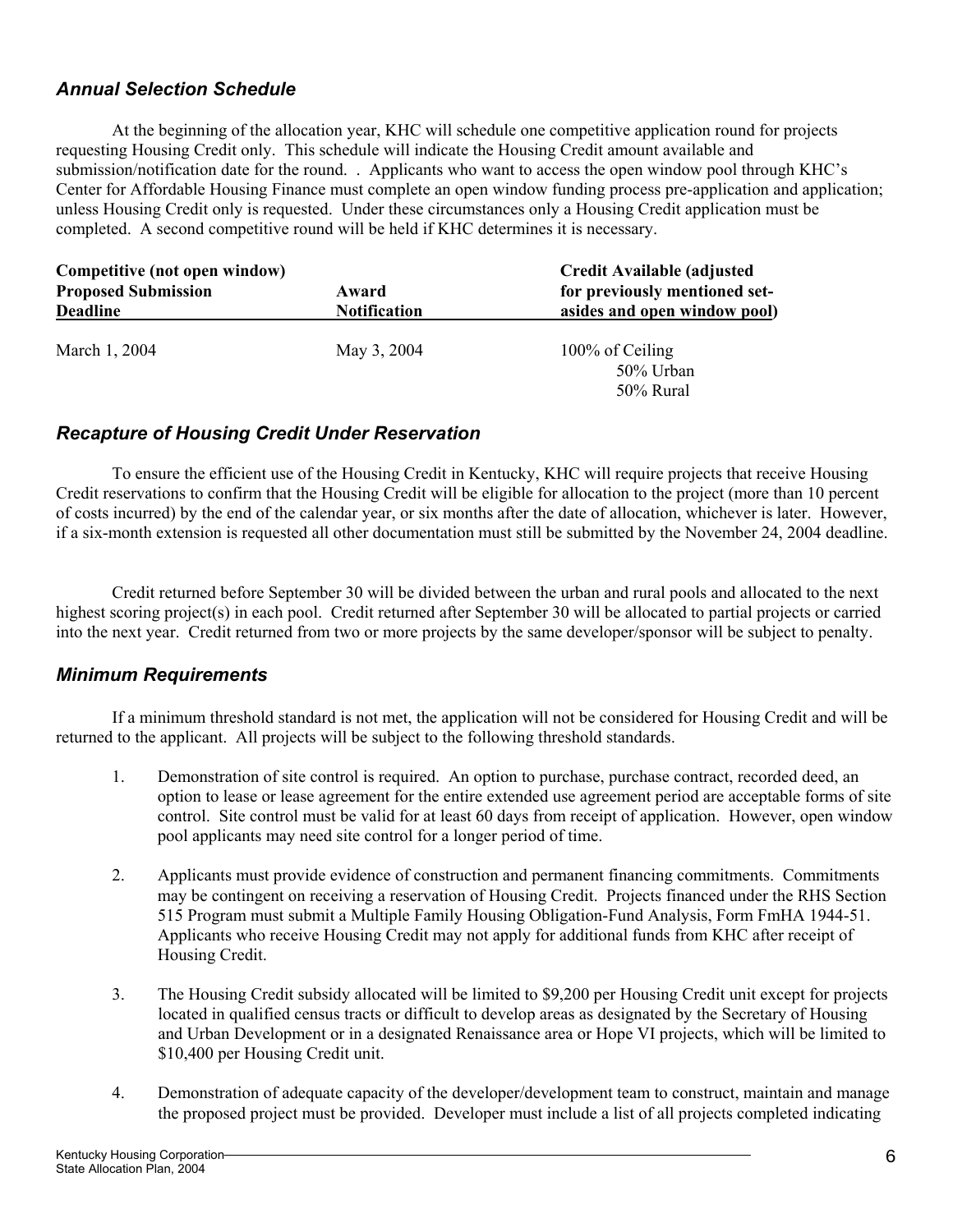### *Annual Selection Schedule*

At the beginning of the allocation year, KHC will schedule one competitive application round for projects requesting Housing Credit only. This schedule will indicate the Housing Credit amount available and submission/notification date for the round. . Applicants who want to access the open window pool through KHC's Center for Affordable Housing Finance must complete an open window funding process pre-application and application; unless Housing Credit only is requested. Under these circumstances only a Housing Credit application must be completed. A second competitive round will be held if KHC determines it is necessary.

| Competitive (not open window) Proposed Submission Deadline | Award Notification | Credit Available (adjusted for previously mentioned set-asides and open window pool) |
|---|---|---|
| March 1, 2004 | May 3, 2004 | 100% of Ceiling<br>50% Urban<br>50% Rural |

### *Recapture of Housing Credit Under Reservation*

To ensure the efficient use of the Housing Credit in Kentucky, KHC will require projects that receive Housing Credit reservations to confirm that the Housing Credit will be eligible for allocation to the project (more than 10 percent of costs incurred) by the end of the calendar year, or six months after the date of allocation, whichever is later. However, if a six-month extension is requested all other documentation must still be submitted by the November 24, 2004 deadline.

Credit returned before September 30 will be divided between the urban and rural pools and allocated to the next highest scoring project(s) in each pool. Credit returned after September 30 will be allocated to partial projects or carried into the next year. Credit returned from two or more projects by the same developer/sponsor will be subject to penalty.

### *Minimum Requirements*

If a minimum threshold standard is not met, the application will not be considered for Housing Credit and will be returned to the applicant. All projects will be subject to the following threshold standards.

1. Demonstration of site control is required. An option to purchase, purchase contract, recorded deed, an option to lease or lease agreement for the entire extended use agreement period are acceptable forms of site control. Site control must be valid for at least 60 days from receipt of application. However, open window pool applicants may need site control for a longer period of time.

2. Applicants must provide evidence of construction and permanent financing commitments. Commitments may be contingent on receiving a reservation of Housing Credit. Projects financed under the RHS Section 515 Program must submit a Multiple Family Housing Obligation-Fund Analysis, Form FmHA 1944-51. Applicants who receive Housing Credit may not apply for additional funds from KHC after receipt of Housing Credit.

3. The Housing Credit subsidy allocated will be limited to $9,200 per Housing Credit unit except for projects located in qualified census tracts or difficult to develop areas as designated by the Secretary of Housing and Urban Development or in a designated Renaissance area or Hope VI projects, which will be limited to $10,400 per Housing Credit unit.

4. Demonstration of adequate capacity of the developer/development team to construct, maintain and manage the proposed project must be provided. Developer must include a list of all projects completed indicating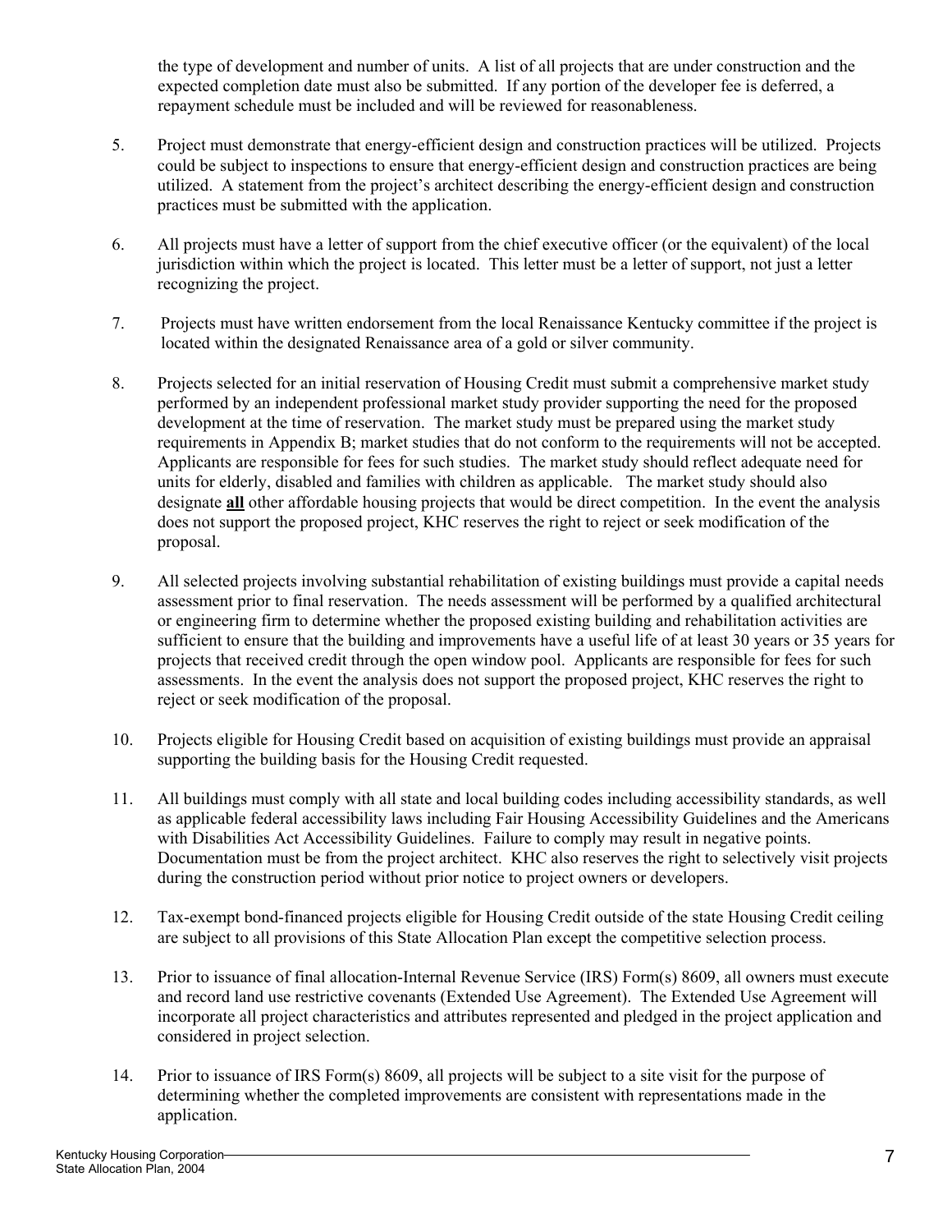the type of development and number of units. A list of all projects that are under construction and the expected completion date must also be submitted. If any portion of the developer fee is deferred, a repayment schedule must be included and will be reviewed for reasonableness.

5. Project must demonstrate that energy-efficient design and construction practices will be utilized. Projects could be subject to inspections to ensure that energy-efficient design and construction practices are being utilized. A statement from the project's architect describing the energy-efficient design and construction practices must be submitted with the application.

6. All projects must have a letter of support from the chief executive officer (or the equivalent) of the local jurisdiction within which the project is located. This letter must be a letter of support, not just a letter recognizing the project.

7. Projects must have written endorsement from the local Renaissance Kentucky committee if the project is located within the designated Renaissance area of a gold or silver community.

8. Projects selected for an initial reservation of Housing Credit must submit a comprehensive market study performed by an independent professional market study provider supporting the need for the proposed development at the time of reservation. The market study must be prepared using the market study requirements in Appendix B; market studies that do not conform to the requirements will not be accepted. Applicants are responsible for fees for such studies. The market study should reflect adequate need for units for elderly, disabled and families with children as applicable. The market study should also designate **all** other affordable housing projects that would be direct competition. In the event the analysis does not support the proposed project, KHC reserves the right to reject or seek modification of the proposal.

9. All selected projects involving substantial rehabilitation of existing buildings must provide a capital needs assessment prior to final reservation. The needs assessment will be performed by a qualified architectural or engineering firm to determine whether the proposed existing building and rehabilitation activities are sufficient to ensure that the building and improvements have a useful life of at least 30 years or 35 years for projects that received credit through the open window pool. Applicants are responsible for fees for such assessments. In the event the analysis does not support the proposed project, KHC reserves the right to reject or seek modification of the proposal.

10. Projects eligible for Housing Credit based on acquisition of existing buildings must provide an appraisal supporting the building basis for the Housing Credit requested.

11. All buildings must comply with all state and local building codes including accessibility standards, as well as applicable federal accessibility laws including Fair Housing Accessibility Guidelines and the Americans with Disabilities Act Accessibility Guidelines. Failure to comply may result in negative points. Documentation must be from the project architect. KHC also reserves the right to selectively visit projects during the construction period without prior notice to project owners or developers.

12. Tax-exempt bond-financed projects eligible for Housing Credit outside of the state Housing Credit ceiling are subject to all provisions of this State Allocation Plan except the competitive selection process.

13. Prior to issuance of final allocation-Internal Revenue Service (IRS) Form(s) 8609, all owners must execute and record land use restrictive covenants (Extended Use Agreement). The Extended Use Agreement will incorporate all project characteristics and attributes represented and pledged in the project application and considered in project selection.

14. Prior to issuance of IRS Form(s) 8609, all projects will be subject to a site visit for the purpose of determining whether the completed improvements are consistent with representations made in the application.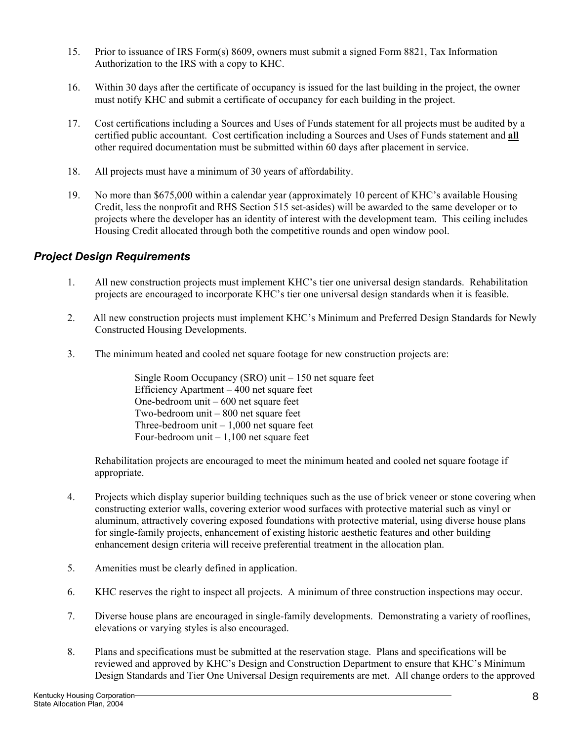15. Prior to issuance of IRS Form(s) 8609, owners must submit a signed Form 8821, Tax Information Authorization to the IRS with a copy to KHC.

16. Within 30 days after the certificate of occupancy is issued for the last building in the project, the owner must notify KHC and submit a certificate of occupancy for each building in the project.

17. Cost certifications including a Sources and Uses of Funds statement for all projects must be audited by a certified public accountant. Cost certification including a Sources and Uses of Funds statement and **all** other required documentation must be submitted within 60 days after placement in service.

18. All projects must have a minimum of 30 years of affordability.

19. No more than $675,000 within a calendar year (approximately 10 percent of KHC's available Housing Credit, less the nonprofit and RHS Section 515 set-asides) will be awarded to the same developer or to projects where the developer has an identity of interest with the development team. This ceiling includes Housing Credit allocated through both the competitive rounds and open window pool.

## *Project Design Requirements*

1. All new construction projects must implement KHC's tier one universal design standards. Rehabilitation projects are encouraged to incorporate KHC's tier one universal design standards when it is feasible.

2. All new construction projects must implement KHC's Minimum and Preferred Design Standards for Newly Constructed Housing Developments.

3. The minimum heated and cooled net square footage for new construction projects are:

   Single Room Occupancy (SRO) unit – 150 net square feet
   Efficiency Apartment – 400 net square feet
   One-bedroom unit – 600 net square feet
   Two-bedroom unit – 800 net square feet
   Three-bedroom unit – 1,000 net square feet
   Four-bedroom unit – 1,100 net square feet

   Rehabilitation projects are encouraged to meet the minimum heated and cooled net square footage if appropriate.

4. Projects which display superior building techniques such as the use of brick veneer or stone covering when constructing exterior walls, covering exterior wood surfaces with protective material such as vinyl or aluminum, attractively covering exposed foundations with protective material, using diverse house plans for single-family projects, enhancement of existing historic aesthetic features and other building enhancement design criteria will receive preferential treatment in the allocation plan.

5. Amenities must be clearly defined in application.

6. KHC reserves the right to inspect all projects. A minimum of three construction inspections may occur.

7. Diverse house plans are encouraged in single-family developments. Demonstrating a variety of rooflines, elevations or varying styles is also encouraged.

8. Plans and specifications must be submitted at the reservation stage. Plans and specifications will be reviewed and approved by KHC's Design and Construction Department to ensure that KHC's Minimum Design Standards and Tier One Universal Design requirements are met. All change orders to the approved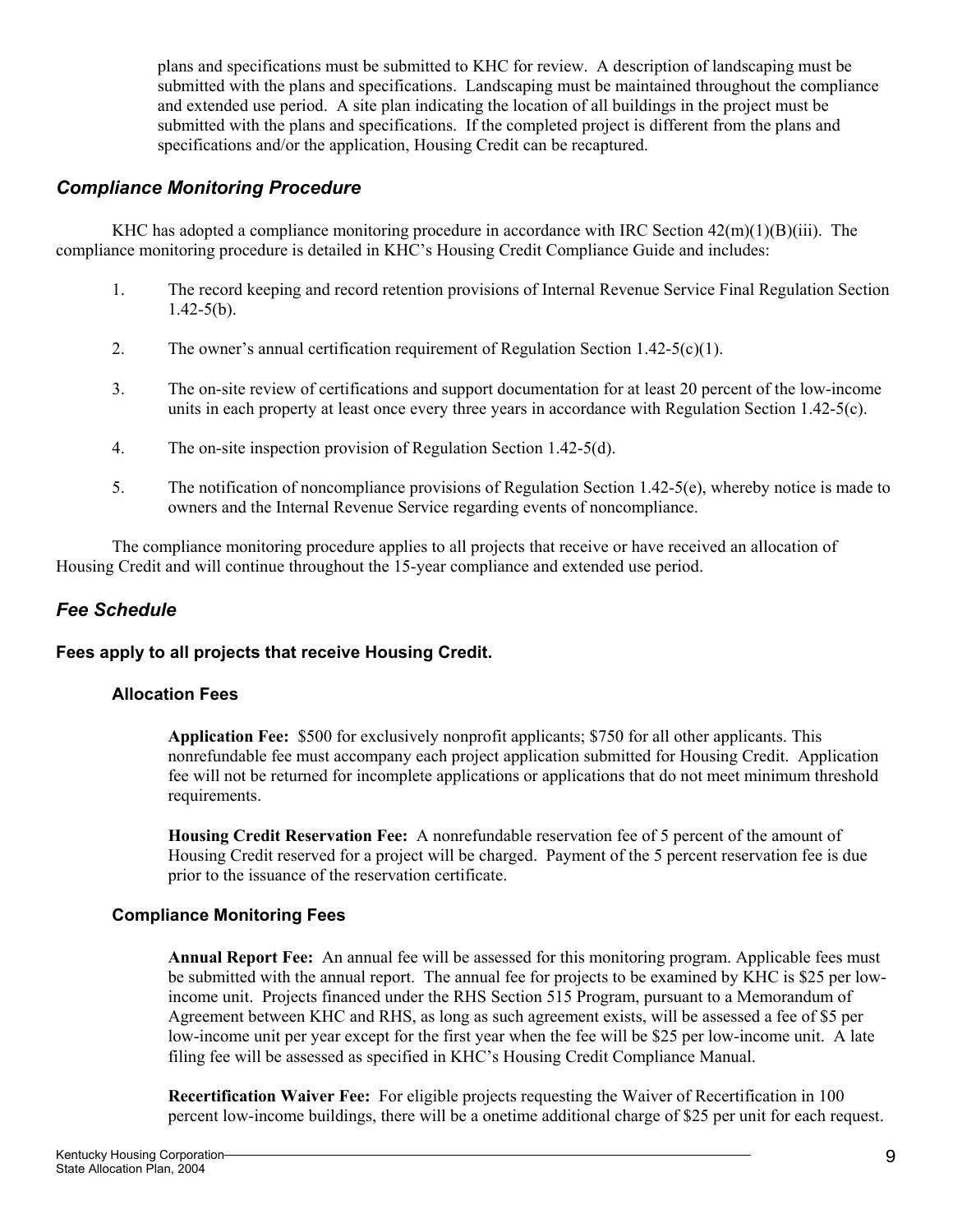plans and specifications must be submitted to KHC for review. A description of landscaping must be submitted with the plans and specifications. Landscaping must be maintained throughout the compliance and extended use period. A site plan indicating the location of all buildings in the project must be submitted with the plans and specifications. If the completed project is different from the plans and specifications and/or the application, Housing Credit can be recaptured.

## *Compliance Monitoring Procedure*

KHC has adopted a compliance monitoring procedure in accordance with IRC Section 42(m)(1)(B)(iii). The compliance monitoring procedure is detailed in KHC's Housing Credit Compliance Guide and includes:

1. The record keeping and record retention provisions of Internal Revenue Service Final Regulation Section 1.42-5(b).
2. The owner's annual certification requirement of Regulation Section 1.42-5(c)(1).
3. The on-site review of certifications and support documentation for at least 20 percent of the low-income units in each property at least once every three years in accordance with Regulation Section 1.42-5(c).
4. The on-site inspection provision of Regulation Section 1.42-5(d).
5. The notification of noncompliance provisions of Regulation Section 1.42-5(e), whereby notice is made to owners and the Internal Revenue Service regarding events of noncompliance.

The compliance monitoring procedure applies to all projects that receive or have received an allocation of Housing Credit and will continue throughout the 15-year compliance and extended use period.

## *Fee Schedule*

**Fees apply to all projects that receive Housing Credit.**

### Allocation Fees

**Application Fee:** $500 for exclusively nonprofit applicants; $750 for all other applicants. This nonrefundable fee must accompany each project application submitted for Housing Credit. Application fee will not be returned for incomplete applications or applications that do not meet minimum threshold requirements.

**Housing Credit Reservation Fee:** A nonrefundable reservation fee of 5 percent of the amount of Housing Credit reserved for a project will be charged. Payment of the 5 percent reservation fee is due prior to the issuance of the reservation certificate.

### Compliance Monitoring Fees

**Annual Report Fee:** An annual fee will be assessed for this monitoring program. Applicable fees must be submitted with the annual report. The annual fee for projects to be examined by KHC is $25 per low-income unit. Projects financed under the RHS Section 515 Program, pursuant to a Memorandum of Agreement between KHC and RHS, as long as such agreement exists, will be assessed a fee of $5 per low-income unit per year except for the first year when the fee will be $25 per low-income unit. A late filing fee will be assessed as specified in KHC's Housing Credit Compliance Manual.

**Recertification Waiver Fee:** For eligible projects requesting the Waiver of Recertification in 100 percent low-income buildings, there will be a onetime additional charge of $25 per unit for each request.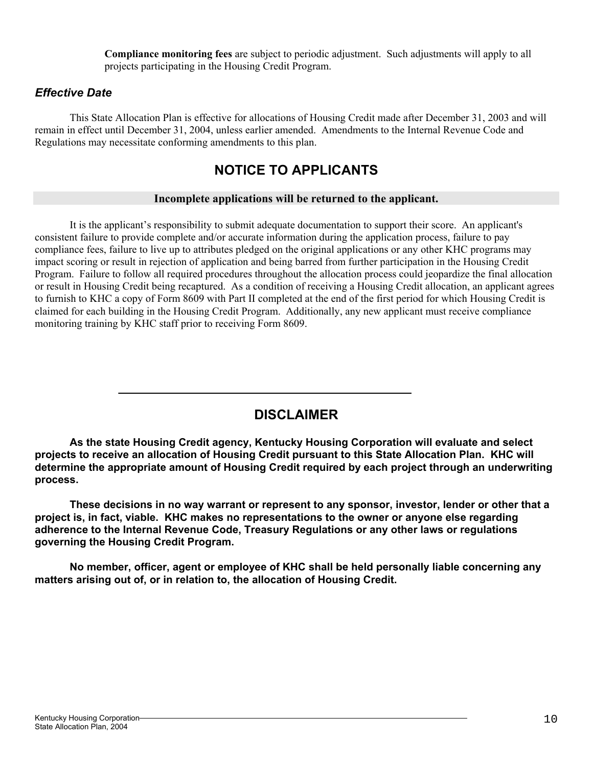**Compliance monitoring fees** are subject to periodic adjustment. Such adjustments will apply to all projects participating in the Housing Credit Program.

### *Effective Date*

This State Allocation Plan is effective for allocations of Housing Credit made after December 31, 2003 and will remain in effect until December 31, 2004, unless earlier amended. Amendments to the Internal Revenue Code and Regulations may necessitate conforming amendments to this plan.

## NOTICE TO APPLICANTS

**Incomplete applications will be returned to the applicant.**

It is the applicant's responsibility to submit adequate documentation to support their score. An applicant's consistent failure to provide complete and/or accurate information during the application process, failure to pay compliance fees, failure to live up to attributes pledged on the original applications or any other KHC programs may impact scoring or result in rejection of application and being barred from further participation in the Housing Credit Program. Failure to follow all required procedures throughout the allocation process could jeopardize the final allocation or result in Housing Credit being recaptured. As a condition of receiving a Housing Credit allocation, an applicant agrees to furnish to KHC a copy of Form 8609 with Part II completed at the end of the first period for which Housing Credit is claimed for each building in the Housing Credit Program. Additionally, any new applicant must receive compliance monitoring training by KHC staff prior to receiving Form 8609.

---

## DISCLAIMER

**As the state Housing Credit agency, Kentucky Housing Corporation will evaluate and select projects to receive an allocation of Housing Credit pursuant to this State Allocation Plan. KHC will determine the appropriate amount of Housing Credit required by each project through an underwriting process.**

**These decisions in no way warrant or represent to any sponsor, investor, lender or other that a project is, in fact, viable. KHC makes no representations to the owner or anyone else regarding adherence to the Internal Revenue Code, Treasury Regulations or any other laws or regulations governing the Housing Credit Program.**

**No member, officer, agent or employee of KHC shall be held personally liable concerning any matters arising out of, or in relation to, the allocation of Housing Credit.**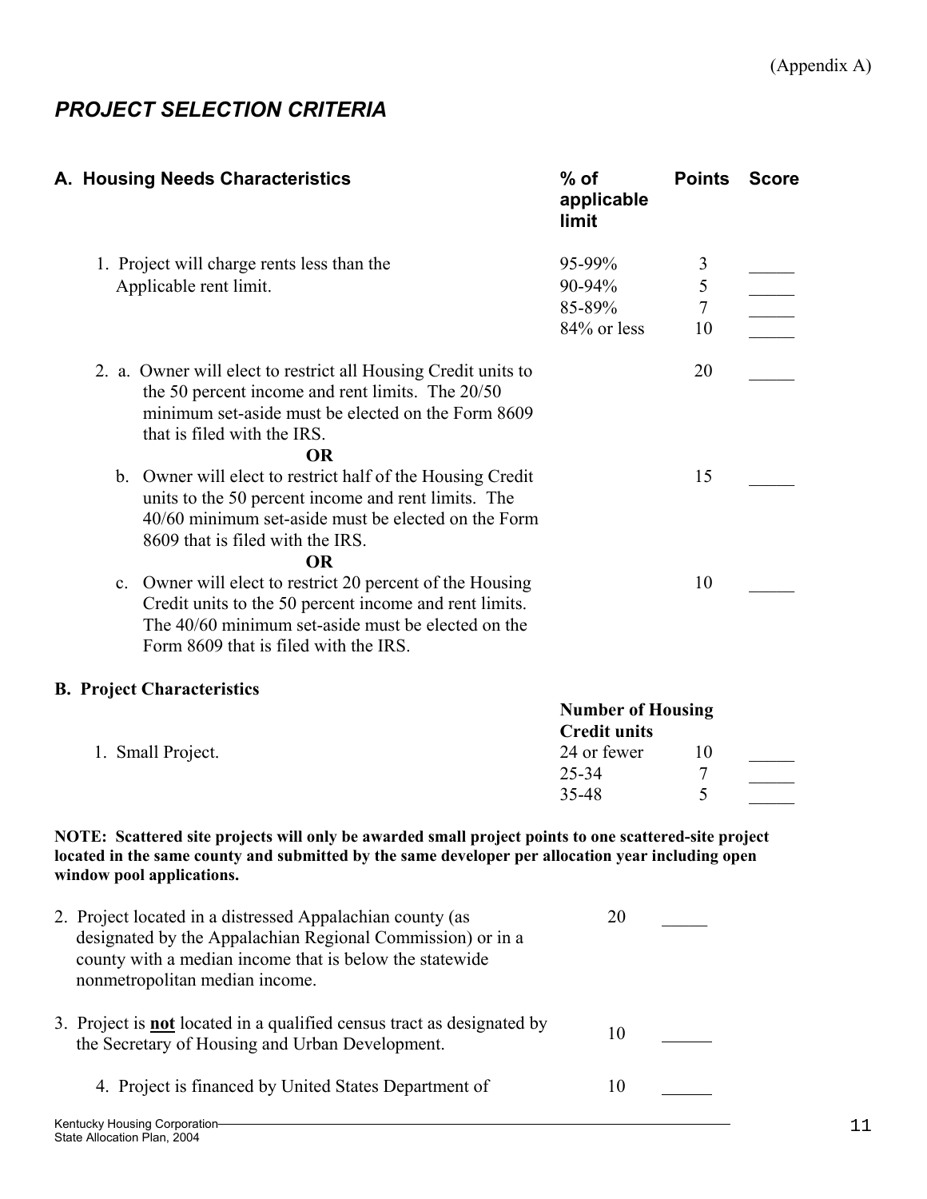(Appendix A)

## *PROJECT SELECTION CRITERIA*

| A. Housing Needs Characteristics | % of applicable limit | Points | Score |
|---|---|---|---|
| 1. Project will charge rents less than the Applicable rent limit. | 95-99% | 3 | _____ |
| | 90-94% | 5 | _____ |
| | 85-89% | 7 | _____ |
| | 84% or less | 10 | _____ |
| 2. a. Owner will elect to restrict all Housing Credit units to the 50 percent income and rent limits. The 20/50 minimum set-aside must be elected on the Form 8609 that is filed with the IRS. | | 20 | _____ |
| **OR** | | | |
| b. Owner will elect to restrict half of the Housing Credit units to the 50 percent income and rent limits. The 40/60 minimum set-aside must be elected on the Form 8609 that is filed with the IRS. | | 15 | _____ |
| **OR** | | | |
| c. Owner will elect to restrict 20 percent of the Housing Credit units to the 50 percent income and rent limits. The 40/60 minimum set-aside must be elected on the Form 8609 that is filed with the IRS. | | 10 | _____ |

**B. Project Characteristics**

| | Number of Housing Credit units | Points | Score |
|---|---|---|---|
| 1. Small Project. | 24 or fewer | 10 | _____ |
| | 25-34 | 7 | _____ |
| | 35-48 | 5 | _____ |

**NOTE: Scattered site projects will only be awarded small project points to one scattered-site project located in the same county and submitted by the same developer per allocation year including open window pool applications.**

| | Points | Score |
|---|---|---|
| 2. Project located in a distressed Appalachian county (as designated by the Appalachian Regional Commission) or in a county with a median income that is below the statewide nonmetropolitan median income. | 20 | _____ |
| 3. Project is **not** located in a qualified census tract as designated by the Secretary of Housing and Urban Development. | 10 | _____ |
| 4. Project is financed by United States Department of | 10 | _____ |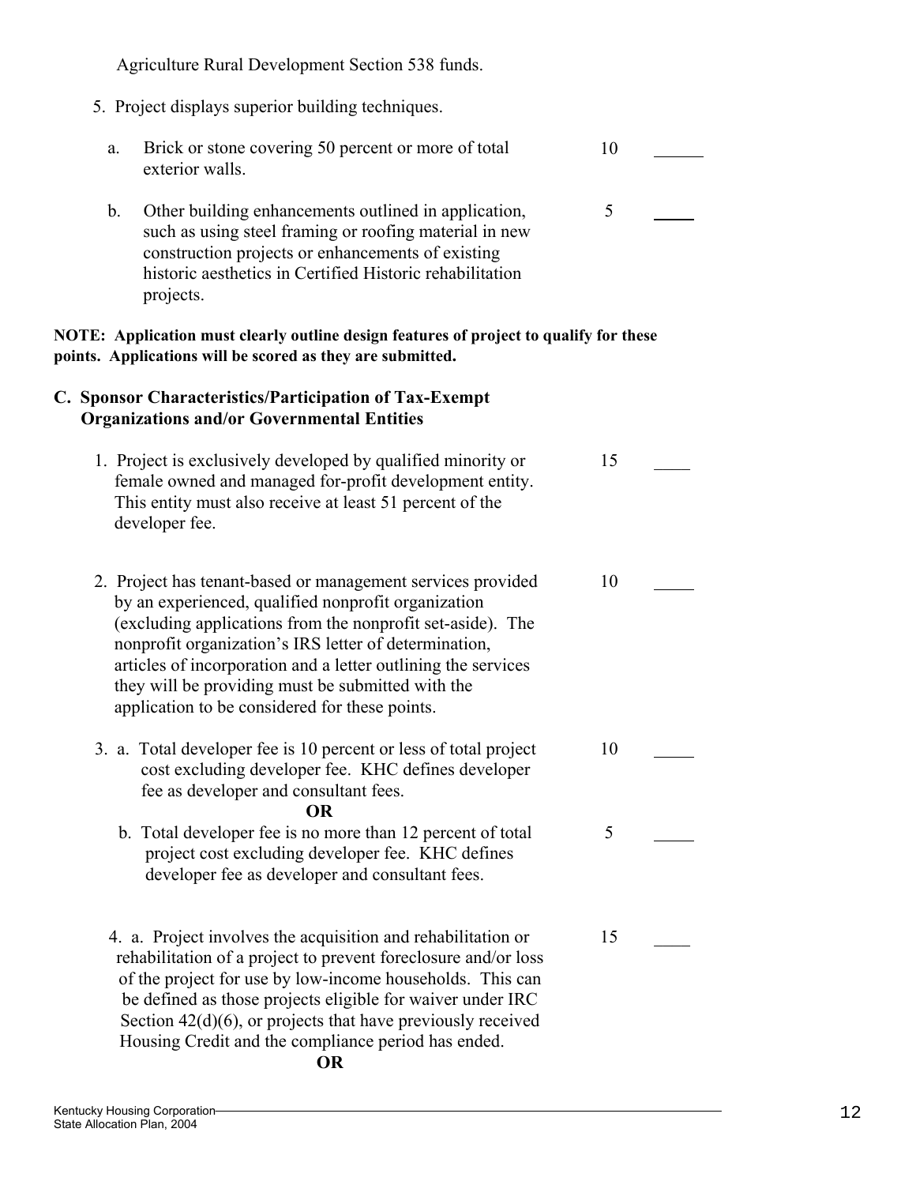Agriculture Rural Development Section 538 funds.

5. Project displays superior building techniques.

| | | Points | |
|---|---|---|---|
| a. | Brick or stone covering 50 percent or more of total exterior walls. | 10 | \_\_\_\_\_\_ |
| b. | Other building enhancements outlined in application, such as using steel framing or roofing material in new construction projects or enhancements of existing historic aesthetics in Certified Historic rehabilitation projects. | 5 | \_\_\_\_\_ |

**NOTE: Application must clearly outline design features of project to qualify for these points. Applications will be scored as they are submitted.**

### C. Sponsor Characteristics/Participation of Tax-Exempt Organizations and/or Governmental Entities

| | Points | |
|---|---|---|
| 1. Project is exclusively developed by qualified minority or female owned and managed for-profit development entity. This entity must also receive at least 51 percent of the developer fee. | 15 | \_\_\_\_ |
| 2. Project has tenant-based or management services provided by an experienced, qualified nonprofit organization (excluding applications from the nonprofit set-aside). The nonprofit organization's IRS letter of determination, articles of incorporation and a letter outlining the services they will be providing must be submitted with the application to be considered for these points. | 10 | \_\_\_\_\_ |
| 3. a. Total developer fee is 10 percent or less of total project cost excluding developer fee. KHC defines developer fee as developer and consultant fees. **OR** | 10 | \_\_\_\_\_ |
| b. Total developer fee is no more than 12 percent of total project cost excluding developer fee. KHC defines developer fee as developer and consultant fees. | 5 | \_\_\_\_\_ |
| 4. a. Project involves the acquisition and rehabilitation or rehabilitation of a project to prevent foreclosure and/or loss of the project for use by low-income households. This can be defined as those projects eligible for waiver under IRC Section 42(d)(6), or projects that have previously received Housing Credit and the compliance period has ended. **OR** | 15 | \_\_\_\_ |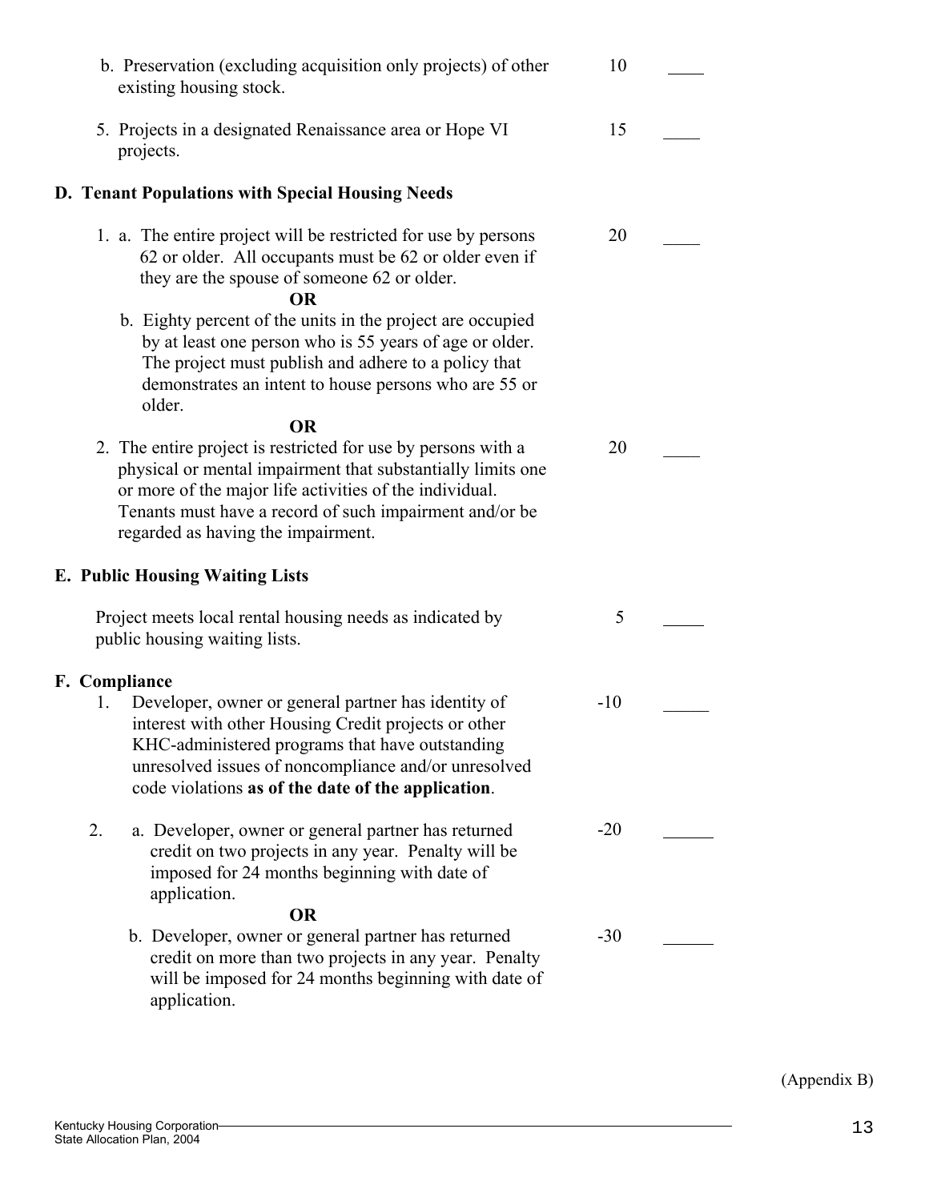b. Preservation (excluding acquisition only projects) of other existing housing stock. 10 ____

5. Projects in a designated Renaissance area or Hope VI projects. 15 ____

**D. Tenant Populations with Special Housing Needs**

1. a. The entire project will be restricted for use by persons 62 or older. All occupants must be 62 or older even if they are the spouse of someone 62 or older. 20 ____

   **OR**

   b. Eighty percent of the units in the project are occupied by at least one person who is 55 years of age or older. The project must publish and adhere to a policy that demonstrates an intent to house persons who are 55 or older.

   **OR**

2. The entire project is restricted for use by persons with a physical or mental impairment that substantially limits one or more of the major life activities of the individual. Tenants must have a record of such impairment and/or be regarded as having the impairment. 20 ____

**E. Public Housing Waiting Lists**

Project meets local rental housing needs as indicated by public housing waiting lists. 5 ____

**F. Compliance**

1. Developer, owner or general partner has identity of interest with other Housing Credit projects or other KHC-administered programs that have outstanding unresolved issues of noncompliance and/or unresolved code violations **as of the date of the application**. -10 ____

2. a. Developer, owner or general partner has returned credit on two projects in any year. Penalty will be imposed for 24 months beginning with date of application. -20 ____

   **OR**

   b. Developer, owner or general partner has returned credit on more than two projects in any year. Penalty will be imposed for 24 months beginning with date of application. -30 ____

(Appendix B)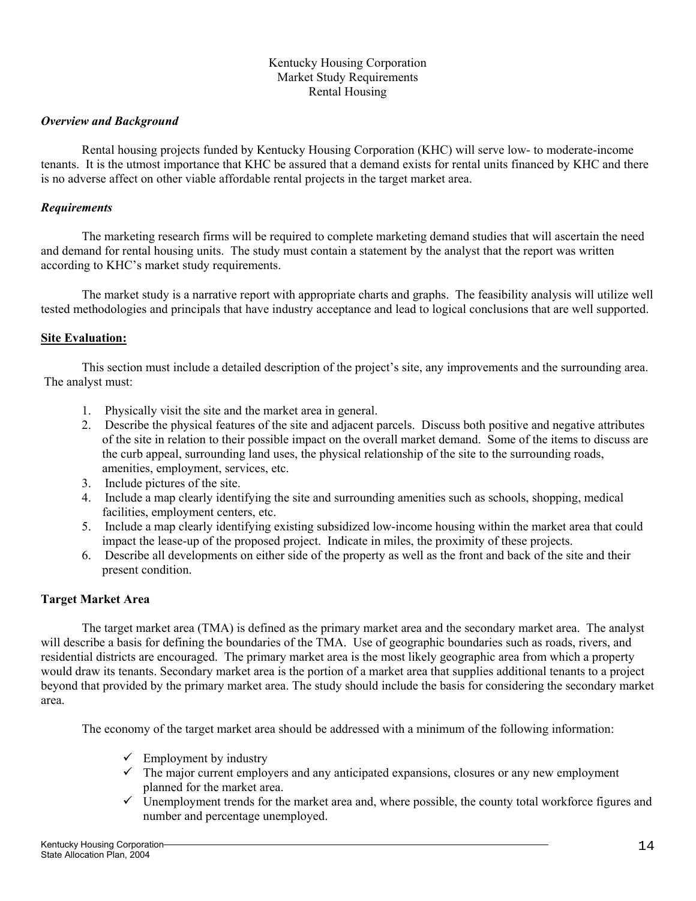Kentucky Housing Corporation
Market Study Requirements
Rental Housing

***Overview and Background***

Rental housing projects funded by Kentucky Housing Corporation (KHC) will serve low- to moderate-income tenants. It is the utmost importance that KHC be assured that a demand exists for rental units financed by KHC and there is no adverse affect on other viable affordable rental projects in the target market area.

***Requirements***

The marketing research firms will be required to complete marketing demand studies that will ascertain the need and demand for rental housing units. The study must contain a statement by the analyst that the report was written according to KHC's market study requirements.

The market study is a narrative report with appropriate charts and graphs. The feasibility analysis will utilize well tested methodologies and principals that have industry acceptance and lead to logical conclusions that are well supported.

**Site Evaluation:**

This section must include a detailed description of the project's site, any improvements and the surrounding area. The analyst must:

1. Physically visit the site and the market area in general.
2. Describe the physical features of the site and adjacent parcels. Discuss both positive and negative attributes of the site in relation to their possible impact on the overall market demand. Some of the items to discuss are the curb appeal, surrounding land uses, the physical relationship of the site to the surrounding roads, amenities, employment, services, etc.
3. Include pictures of the site.
4. Include a map clearly identifying the site and surrounding amenities such as schools, shopping, medical facilities, employment centers, etc.
5. Include a map clearly identifying existing subsidized low-income housing within the market area that could impact the lease-up of the proposed project. Indicate in miles, the proximity of these projects.
6. Describe all developments on either side of the property as well as the front and back of the site and their present condition.

**Target Market Area**

The target market area (TMA) is defined as the primary market area and the secondary market area. The analyst will describe a basis for defining the boundaries of the TMA. Use of geographic boundaries such as roads, rivers, and residential districts are encouraged. The primary market area is the most likely geographic area from which a property would draw its tenants. Secondary market area is the portion of a market area that supplies additional tenants to a project beyond that provided by the primary market area. The study should include the basis for considering the secondary market area.

The economy of the target market area should be addressed with a minimum of the following information:

- ✓ Employment by industry
- ✓ The major current employers and any anticipated expansions, closures or any new employment planned for the market area.
- ✓ Unemployment trends for the market area and, where possible, the county total workforce figures and number and percentage unemployed.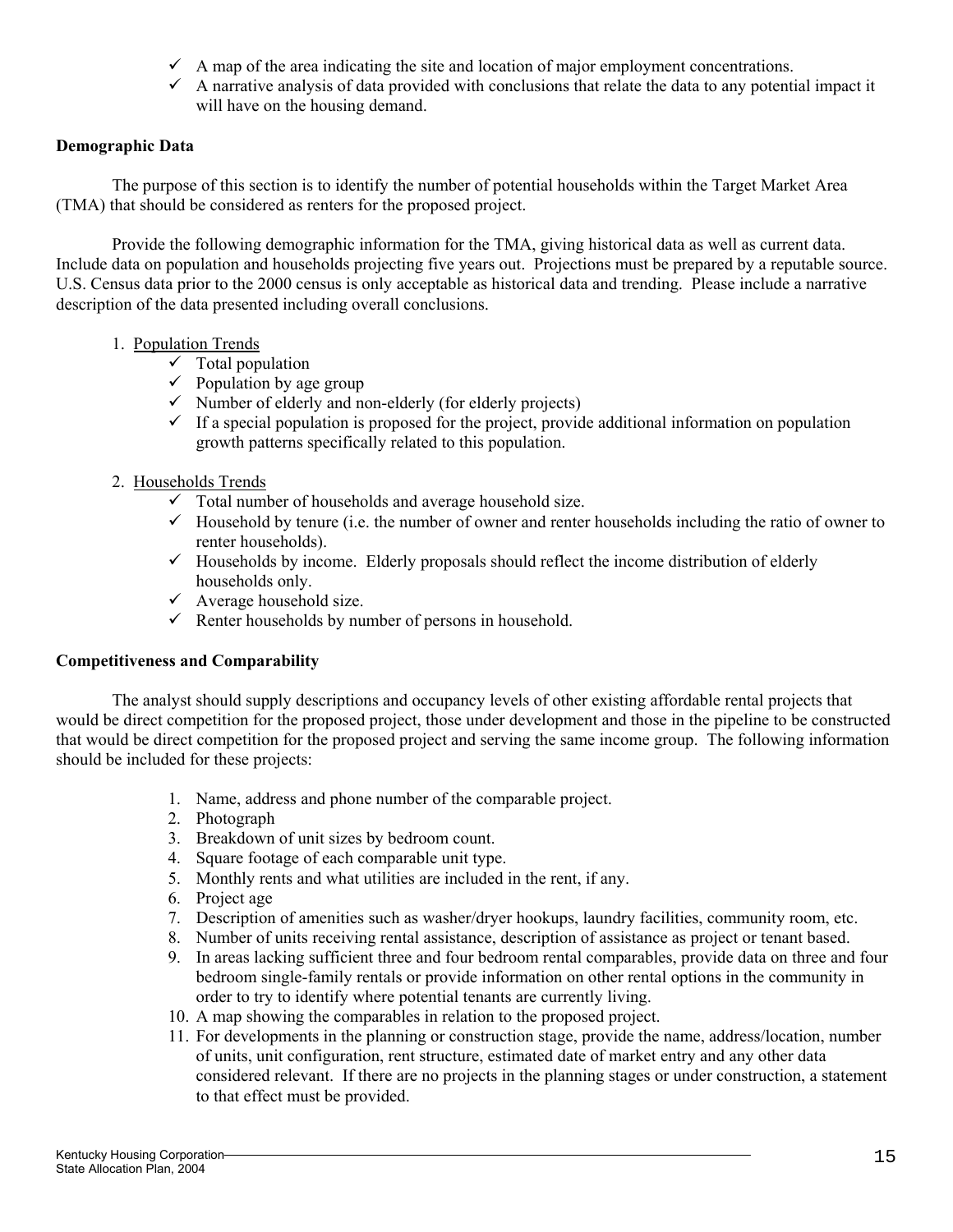- ✓ A map of the area indicating the site and location of major employment concentrations.
- ✓ A narrative analysis of data provided with conclusions that relate the data to any potential impact it will have on the housing demand.

**Demographic Data**

The purpose of this section is to identify the number of potential households within the Target Market Area (TMA) that should be considered as renters for the proposed project.

Provide the following demographic information for the TMA, giving historical data as well as current data. Include data on population and households projecting five years out. Projections must be prepared by a reputable source. U.S. Census data prior to the 2000 census is only acceptable as historical data and trending. Please include a narrative description of the data presented including overall conclusions.

1. Population Trends
   - ✓ Total population
   - ✓ Population by age group
   - ✓ Number of elderly and non-elderly (for elderly projects)
   - ✓ If a special population is proposed for the project, provide additional information on population growth patterns specifically related to this population.

2. Households Trends
   - ✓ Total number of households and average household size.
   - ✓ Household by tenure (i.e. the number of owner and renter households including the ratio of owner to renter households).
   - ✓ Households by income. Elderly proposals should reflect the income distribution of elderly households only.
   - ✓ Average household size.
   - ✓ Renter households by number of persons in household.

**Competitiveness and Comparability**

The analyst should supply descriptions and occupancy levels of other existing affordable rental projects that would be direct competition for the proposed project, those under development and those in the pipeline to be constructed that would be direct competition for the proposed project and serving the same income group. The following information should be included for these projects:

1. Name, address and phone number of the comparable project.
2. Photograph
3. Breakdown of unit sizes by bedroom count.
4. Square footage of each comparable unit type.
5. Monthly rents and what utilities are included in the rent, if any.
6. Project age
7. Description of amenities such as washer/dryer hookups, laundry facilities, community room, etc.
8. Number of units receiving rental assistance, description of assistance as project or tenant based.
9. In areas lacking sufficient three and four bedroom rental comparables, provide data on three and four bedroom single-family rentals or provide information on other rental options in the community in order to try to identify where potential tenants are currently living.
10. A map showing the comparables in relation to the proposed project.
11. For developments in the planning or construction stage, provide the name, address/location, number of units, unit configuration, rent structure, estimated date of market entry and any other data considered relevant. If there are no projects in the planning stages or under construction, a statement to that effect must be provided.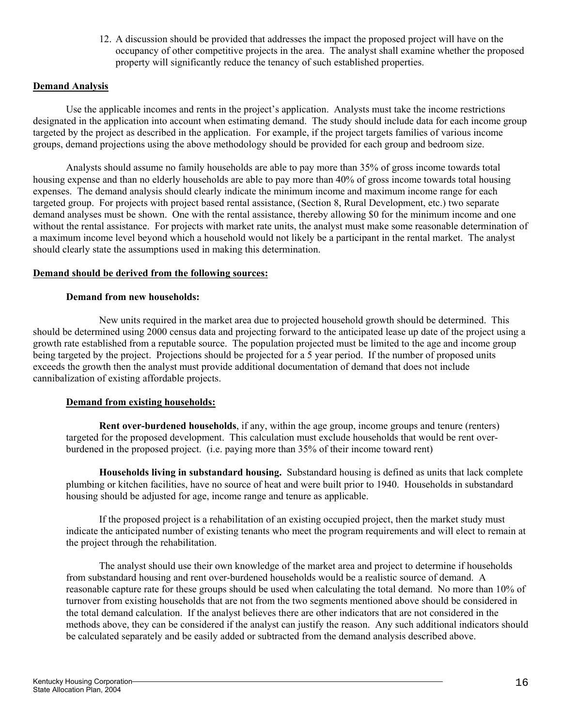12. A discussion should be provided that addresses the impact the proposed project will have on the occupancy of other competitive projects in the area. The analyst shall examine whether the proposed property will significantly reduce the tenancy of such established properties.

## Demand Analysis

Use the applicable incomes and rents in the project's application. Analysts must take the income restrictions designated in the application into account when estimating demand. The study should include data for each income group targeted by the project as described in the application. For example, if the project targets families of various income groups, demand projections using the above methodology should be provided for each group and bedroom size.

Analysts should assume no family households are able to pay more than 35% of gross income towards total housing expense and than no elderly households are able to pay more than 40% of gross income towards total housing expenses. The demand analysis should clearly indicate the minimum income and maximum income range for each targeted group. For projects with project based rental assistance, (Section 8, Rural Development, etc.) two separate demand analyses must be shown. One with the rental assistance, thereby allowing $0 for the minimum income and one without the rental assistance. For projects with market rate units, the analyst must make some reasonable determination of a maximum income level beyond which a household would not likely be a participant in the rental market. The analyst should clearly state the assumptions used in making this determination.

## Demand should be derived from the following sources:

### Demand from new households:

New units required in the market area due to projected household growth should be determined. This should be determined using 2000 census data and projecting forward to the anticipated lease up date of the project using a growth rate established from a reputable source. The population projected must be limited to the age and income group being targeted by the project. Projections should be projected for a 5 year period. If the number of proposed units exceeds the growth then the analyst must provide additional documentation of demand that does not include cannibalization of existing affordable projects.

### Demand from existing households:

**Rent over-burdened households**, if any, within the age group, income groups and tenure (renters) targeted for the proposed development. This calculation must exclude households that would be rent over-burdened in the proposed project. (i.e. paying more than 35% of their income toward rent)

**Households living in substandard housing.** Substandard housing is defined as units that lack complete plumbing or kitchen facilities, have no source of heat and were built prior to 1940. Households in substandard housing should be adjusted for age, income range and tenure as applicable.

If the proposed project is a rehabilitation of an existing occupied project, then the market study must indicate the anticipated number of existing tenants who meet the program requirements and will elect to remain at the project through the rehabilitation.

The analyst should use their own knowledge of the market area and project to determine if households from substandard housing and rent over-burdened households would be a realistic source of demand. A reasonable capture rate for these groups should be used when calculating the total demand. No more than 10% of turnover from existing households that are not from the two segments mentioned above should be considered in the total demand calculation. If the analyst believes there are other indicators that are not considered in the methods above, they can be considered if the analyst can justify the reason. Any such additional indicators should be calculated separately and be easily added or subtracted from the demand analysis described above.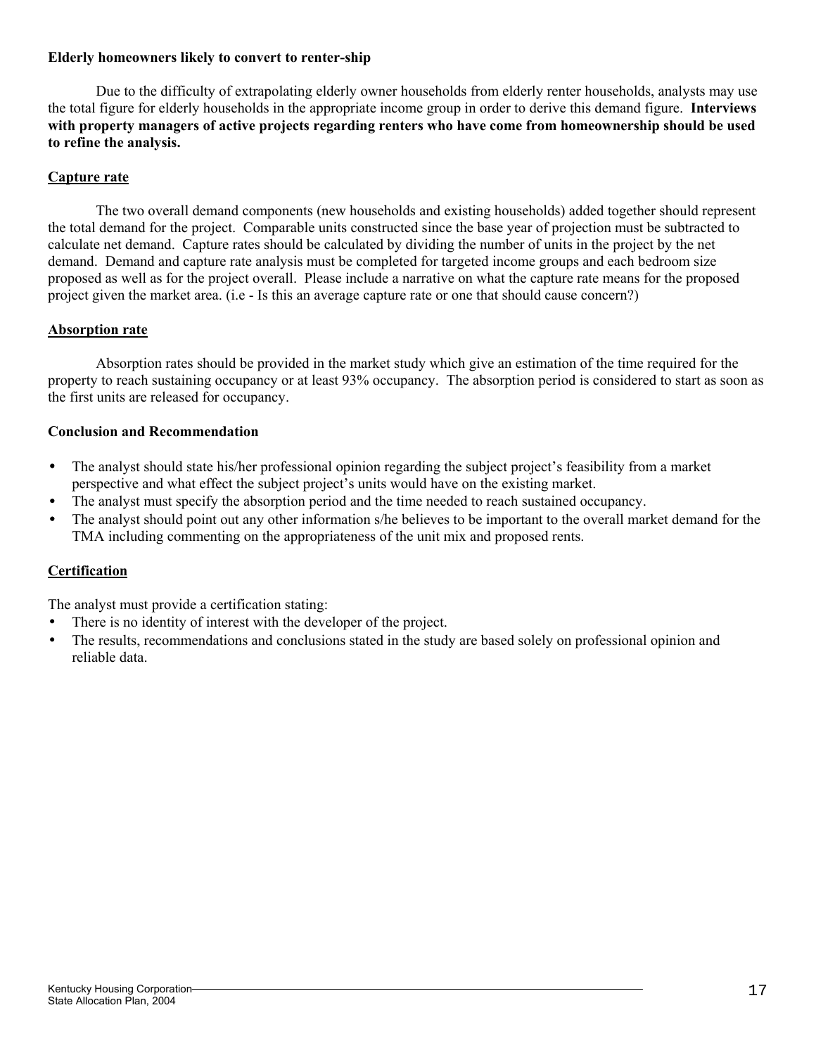**Elderly homeowners likely to convert to renter-ship**

Due to the difficulty of extrapolating elderly owner households from elderly renter households, analysts may use the total figure for elderly households in the appropriate income group in order to derive this demand figure. **Interviews with property managers of active projects regarding renters who have come from homeownership should be used to refine the analysis.**

**Capture rate**

The two overall demand components (new households and existing households) added together should represent the total demand for the project. Comparable units constructed since the base year of projection must be subtracted to calculate net demand. Capture rates should be calculated by dividing the number of units in the project by the net demand. Demand and capture rate analysis must be completed for targeted income groups and each bedroom size proposed as well as for the project overall. Please include a narrative on what the capture rate means for the proposed project given the market area. (i.e - Is this an average capture rate or one that should cause concern?)

**Absorption rate**

Absorption rates should be provided in the market study which give an estimation of the time required for the property to reach sustaining occupancy or at least 93% occupancy. The absorption period is considered to start as soon as the first units are released for occupancy.

**Conclusion and Recommendation**

- The analyst should state his/her professional opinion regarding the subject project's feasibility from a market perspective and what effect the subject project's units would have on the existing market.
- The analyst must specify the absorption period and the time needed to reach sustained occupancy.
- The analyst should point out any other information s/he believes to be important to the overall market demand for the TMA including commenting on the appropriateness of the unit mix and proposed rents.

**Certification**

The analyst must provide a certification stating:

- There is no identity of interest with the developer of the project.
- The results, recommendations and conclusions stated in the study are based solely on professional opinion and reliable data.